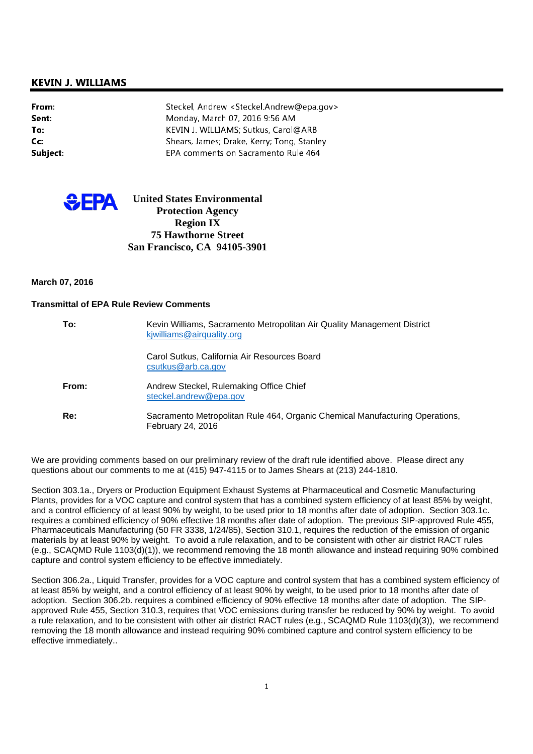## KEVIN J. WILLIAMS

| | |
|---|---|
| **From:** | Steckel, Andrew <Steckel.Andrew@epa.gov> |
| **Sent:** | Monday, March 07, 2016 9:56 AM |
| **To:** | KEVIN J. WILLIAMS; Sutkus, Carol@ARB |
| **Cc:** | Shears, James; Drake, Kerry; Tong, Stanley |
| **Subject:** | EPA comments on Sacramento Rule 464 |

**United States Environmental Protection Agency**
**Region IX**
**75 Hawthorne Street**
**San Francisco, CA 94105-3901**

**March 07, 2016**

**Transmittal of EPA Rule Review Comments**

| | |
|---|---|
| **To:** | Kevin Williams, Sacramento Metropolitan Air Quality Management District kjwilliams@airquality.org |
| | Carol Sutkus, California Air Resources Board csutkus@arb.ca.gov |
| **From:** | Andrew Steckel, Rulemaking Office Chief steckel.andrew@epa.gov |
| **Re:** | Sacramento Metropolitan Rule 464, Organic Chemical Manufacturing Operations, February 24, 2016 |

We are providing comments based on our preliminary review of the draft rule identified above. Please direct any questions about our comments to me at (415) 947-4115 or to James Shears at (213) 244-1810.

Section 303.1a., Dryers or Production Equipment Exhaust Systems at Pharmaceutical and Cosmetic Manufacturing Plants, provides for a VOC capture and control system that has a combined system efficiency of at least 85% by weight, and a control efficiency of at least 90% by weight, to be used prior to 18 months after date of adoption. Section 303.1c. requires a combined efficiency of 90% effective 18 months after date of adoption. The previous SIP-approved Rule 455, Pharmaceuticals Manufacturing (50 FR 3338, 1/24/85), Section 310.1, requires the reduction of the emission of organic materials by at least 90% by weight. To avoid a rule relaxation, and to be consistent with other air district RACT rules (e.g., SCAQMD Rule 1103(d)(1)), we recommend removing the 18 month allowance and instead requiring 90% combined capture and control system efficiency to be effective immediately.

Section 306.2a., Liquid Transfer, provides for a VOC capture and control system that has a combined system efficiency of at least 85% by weight, and a control efficiency of at least 90% by weight, to be used prior to 18 months after date of adoption. Section 306.2b. requires a combined efficiency of 90% effective 18 months after date of adoption. The SIP-approved Rule 455, Section 310.3, requires that VOC emissions during transfer be reduced by 90% by weight. To avoid a rule relaxation, and to be consistent with other air district RACT rules (e.g., SCAQMD Rule 1103(d)(3)), we recommend removing the 18 month allowance and instead requiring 90% combined capture and control system efficiency to be effective immediately..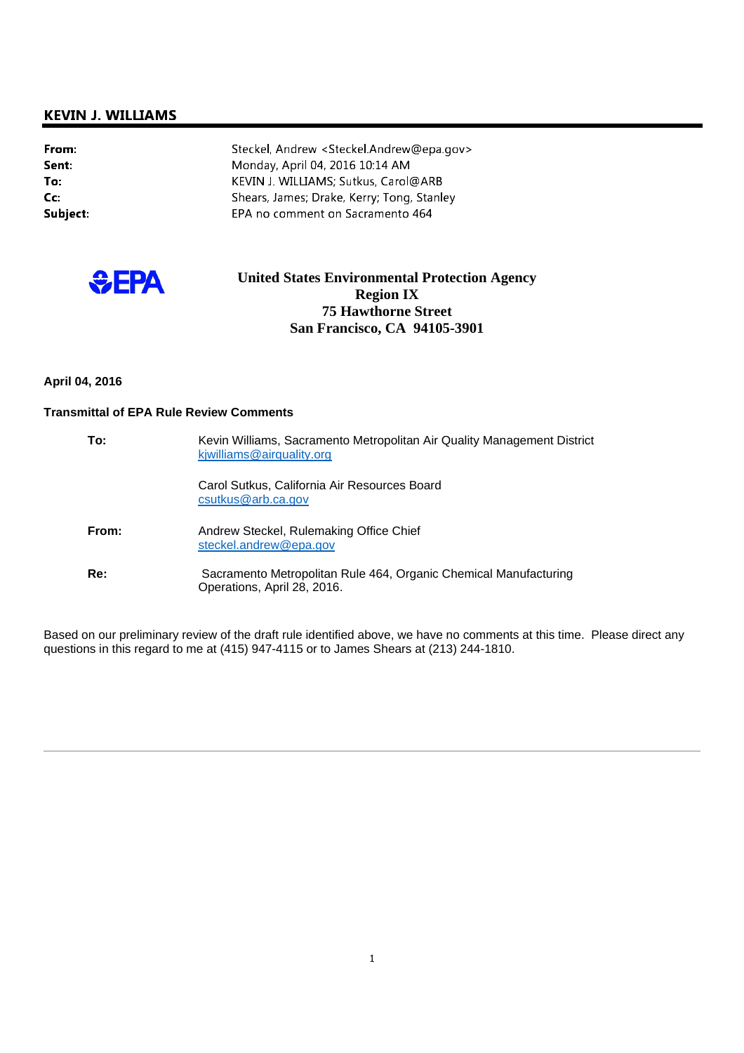**KEVIN J. WILLIAMS**

| | |
|---|---|
| **From:** | Steckel, Andrew <Steckel.Andrew@epa.gov> |
| **Sent:** | Monday, April 04, 2016 10:14 AM |
| **To:** | KEVIN J. WILLIAMS; Sutkus, Carol@ARB |
| **Cc:** | Shears, James; Drake, Kerry; Tong, Stanley |
| **Subject:** | EPA no comment on Sacramento 464 |

EPA

**United States Environmental Protection Agency**
**Region IX**
**75 Hawthorne Street**
**San Francisco, CA 94105-3901**

**April 04, 2016**

**Transmittal of EPA Rule Review Comments**

| | |
|---|---|
| **To:** | Kevin Williams, Sacramento Metropolitan Air Quality Management District<br>kjwilliams@airquality.org |
| | Carol Sutkus, California Air Resources Board<br>csutkus@arb.ca.gov |
| **From:** | Andrew Steckel, Rulemaking Office Chief<br>steckel.andrew@epa.gov |
| **Re:** | Sacramento Metropolitan Rule 464, Organic Chemical Manufacturing Operations, April 28, 2016. |

Based on our preliminary review of the draft rule identified above, we have no comments at this time. Please direct any questions in this regard to me at (415) 947-4115 or to James Shears at (213) 244-1810.